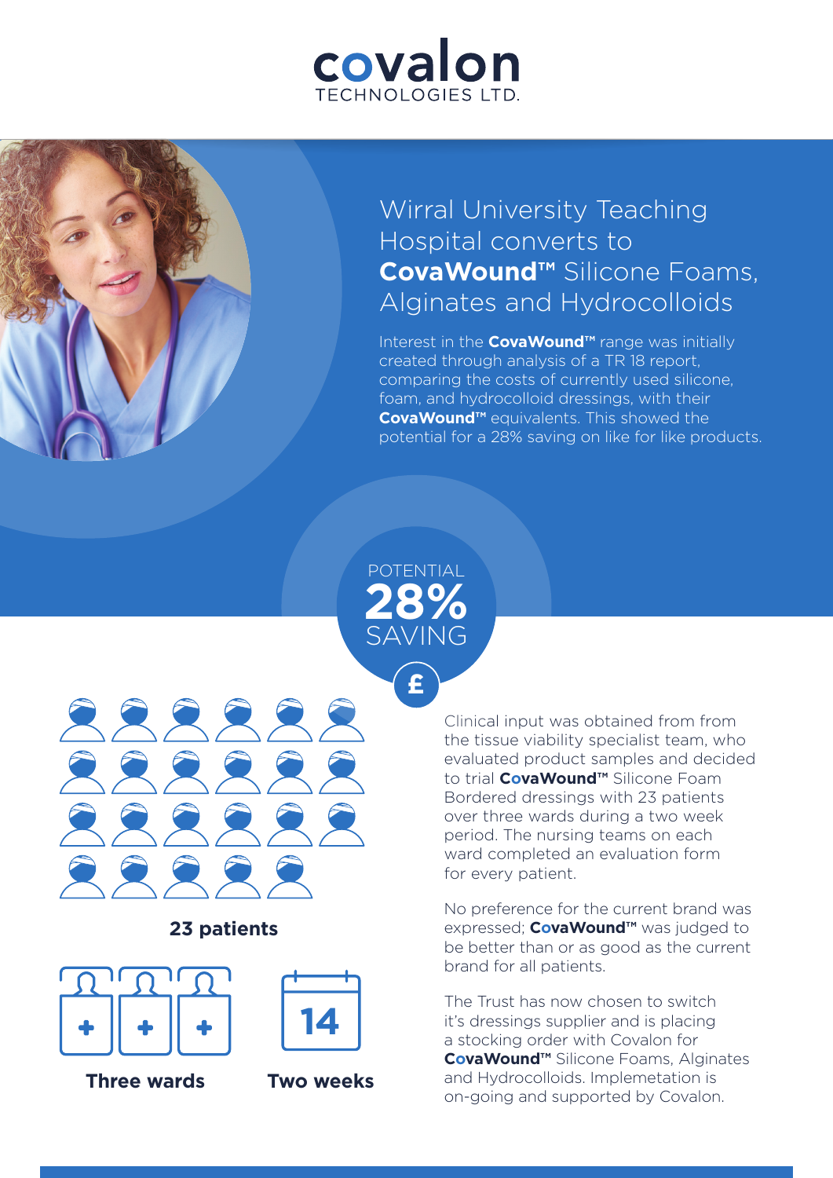covalon
TECHNOLOGIES LTD.

# Wirral University Teaching Hospital converts to **CovaWound™** Silicone Foams, Alginates and Hydrocolloids

Interest in the **CovaWound™** range was initially created through analysis of a TR 18 report, comparing the costs of currently used silicone, foam, and hydrocolloid dressings, with their **CovaWound™** equivalents. This showed the potential for a 28% saving on like for like products.

POTENTIAL
**28%**
SAVING

**23 patients**

**Three wards**

14

**Two weeks**

Clinical input was obtained from from the tissue viability specialist team, who evaluated product samples and decided to trial **CovaWound™** Silicone Foam Bordered dressings with 23 patients over three wards during a two week period. The nursing teams on each ward completed an evaluation form for every patient.

No preference for the current brand was expressed; **CovaWound™** was judged to be better than or as good as the current brand for all patients.

The Trust has now chosen to switch it's dressings supplier and is placing a stocking order with Covalon for **CovaWound™** Silicone Foams, Alginates and Hydrocolloids. Implemetation is on-going and supported by Covalon.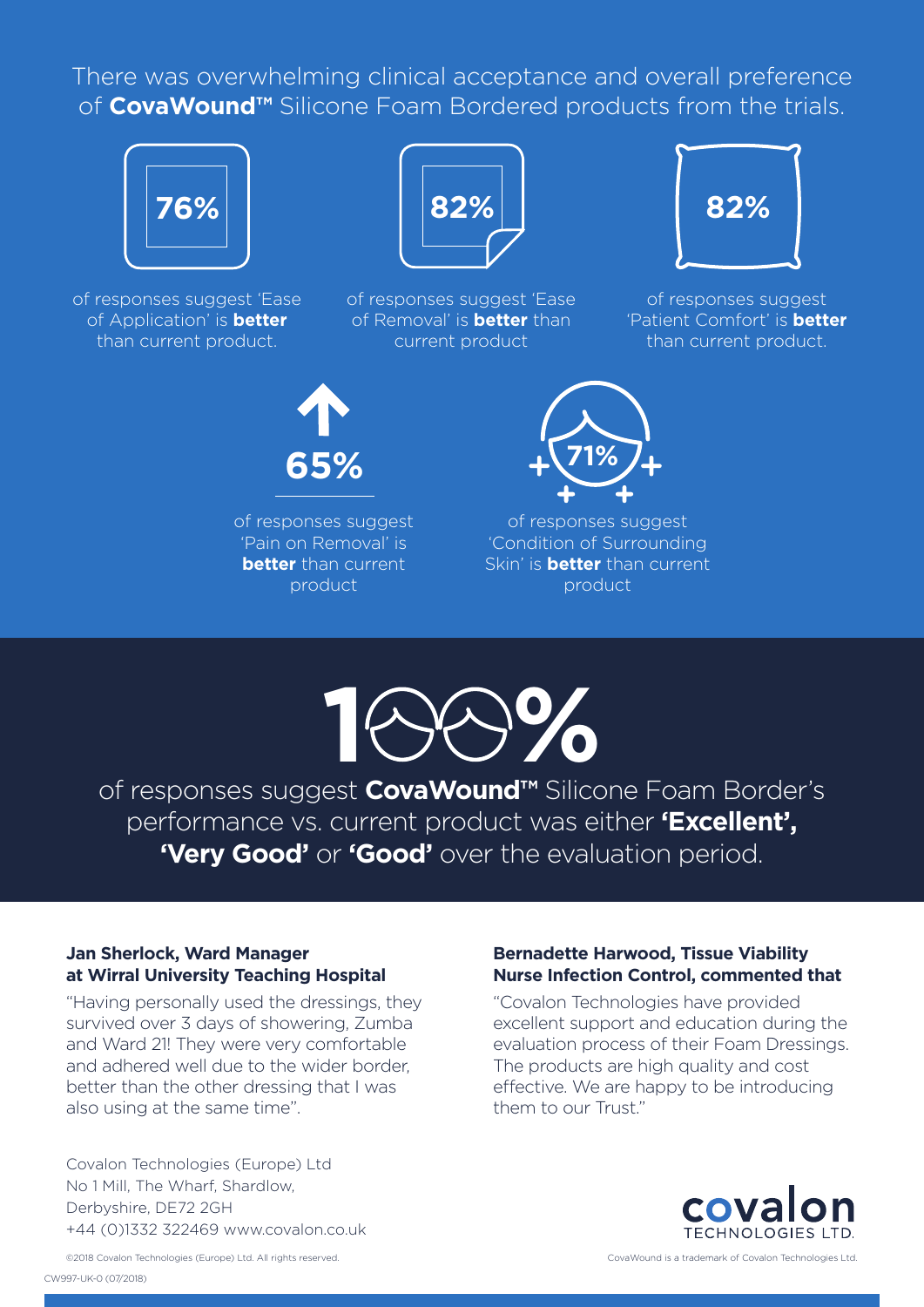There was overwhelming clinical acceptance and overall preference of **CovaWound™** Silicone Foam Bordered products from the trials.

**76%**

of responses suggest 'Ease of Application' is **better** than current product.

**82%**

of responses suggest 'Ease of Removal' is **better** than current product

**82%**

of responses suggest 'Patient Comfort' is **better** than current product.

**65%**

of responses suggest 'Pain on Removal' is **better** than current product

**71%**

of responses suggest 'Condition of Surrounding Skin' is **better** than current product

**100%**

of responses suggest **CovaWound™** Silicone Foam Border's performance vs. current product was either **'Excellent', 'Very Good'** or **'Good'** over the evaluation period.

**Jan Sherlock, Ward Manager at Wirral University Teaching Hospital**

"Having personally used the dressings, they survived over 3 days of showering, Zumba and Ward 21! They were very comfortable and adhered well due to the wider border, better than the other dressing that I was also using at the same time".

**Bernadette Harwood, Tissue Viability Nurse Infection Control, commented that**

"Covalon Technologies have provided excellent support and education during the evaluation process of their Foam Dressings. The products are high quality and cost effective. We are happy to be introducing them to our Trust."

Covalon Technologies (Europe) Ltd
No 1 Mill, The Wharf, Shardlow,
Derbyshire, DE72 2GH
+44 (0)1332 322469 www.covalon.co.uk

covalon TECHNOLOGIES LTD.

©2018 Covalon Technologies (Europe) Ltd. All rights reserved.

CovaWound is a trademark of Covalon Technologies Ltd.

CW997-UK-0 (07/2018)